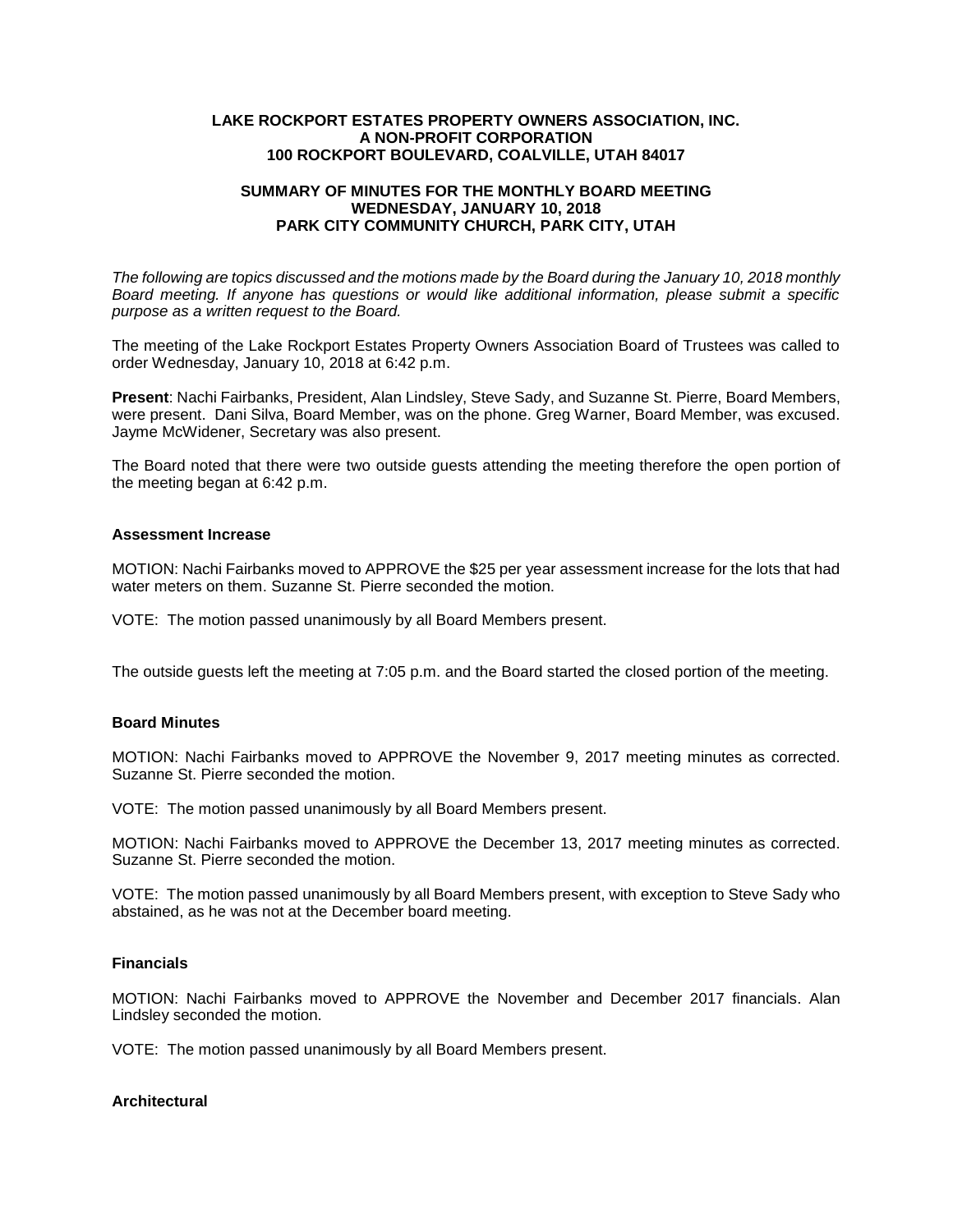**LAKE ROCKPORT ESTATES PROPERTY OWNERS ASSOCIATION, INC.**
**A NON-PROFIT CORPORATION**
**100 ROCKPORT BOULEVARD, COALVILLE, UTAH 84017**

**SUMMARY OF MINUTES FOR THE MONTHLY BOARD MEETING**
**WEDNESDAY, JANUARY 10, 2018**
**PARK CITY COMMUNITY CHURCH, PARK CITY, UTAH**

*The following are topics discussed and the motions made by the Board during the January 10, 2018 monthly Board meeting. If anyone has questions or would like additional information, please submit a specific purpose as a written request to the Board.*

The meeting of the Lake Rockport Estates Property Owners Association Board of Trustees was called to order Wednesday, January 10, 2018 at 6:42 p.m.

**Present**: Nachi Fairbanks, President, Alan Lindsley, Steve Sady, and Suzanne St. Pierre, Board Members, were present. Dani Silva, Board Member, was on the phone. Greg Warner, Board Member, was excused. Jayme McWidener, Secretary was also present.

The Board noted that there were two outside guests attending the meeting therefore the open portion of the meeting began at 6:42 p.m.

**Assessment Increase**

MOTION: Nachi Fairbanks moved to APPROVE the $25 per year assessment increase for the lots that had water meters on them. Suzanne St. Pierre seconded the motion.

VOTE: The motion passed unanimously by all Board Members present.

The outside guests left the meeting at 7:05 p.m. and the Board started the closed portion of the meeting.

**Board Minutes**

MOTION: Nachi Fairbanks moved to APPROVE the November 9, 2017 meeting minutes as corrected. Suzanne St. Pierre seconded the motion.

VOTE: The motion passed unanimously by all Board Members present.

MOTION: Nachi Fairbanks moved to APPROVE the December 13, 2017 meeting minutes as corrected. Suzanne St. Pierre seconded the motion.

VOTE: The motion passed unanimously by all Board Members present, with exception to Steve Sady who abstained, as he was not at the December board meeting.

**Financials**

MOTION: Nachi Fairbanks moved to APPROVE the November and December 2017 financials. Alan Lindsley seconded the motion.

VOTE: The motion passed unanimously by all Board Members present.

**Architectural**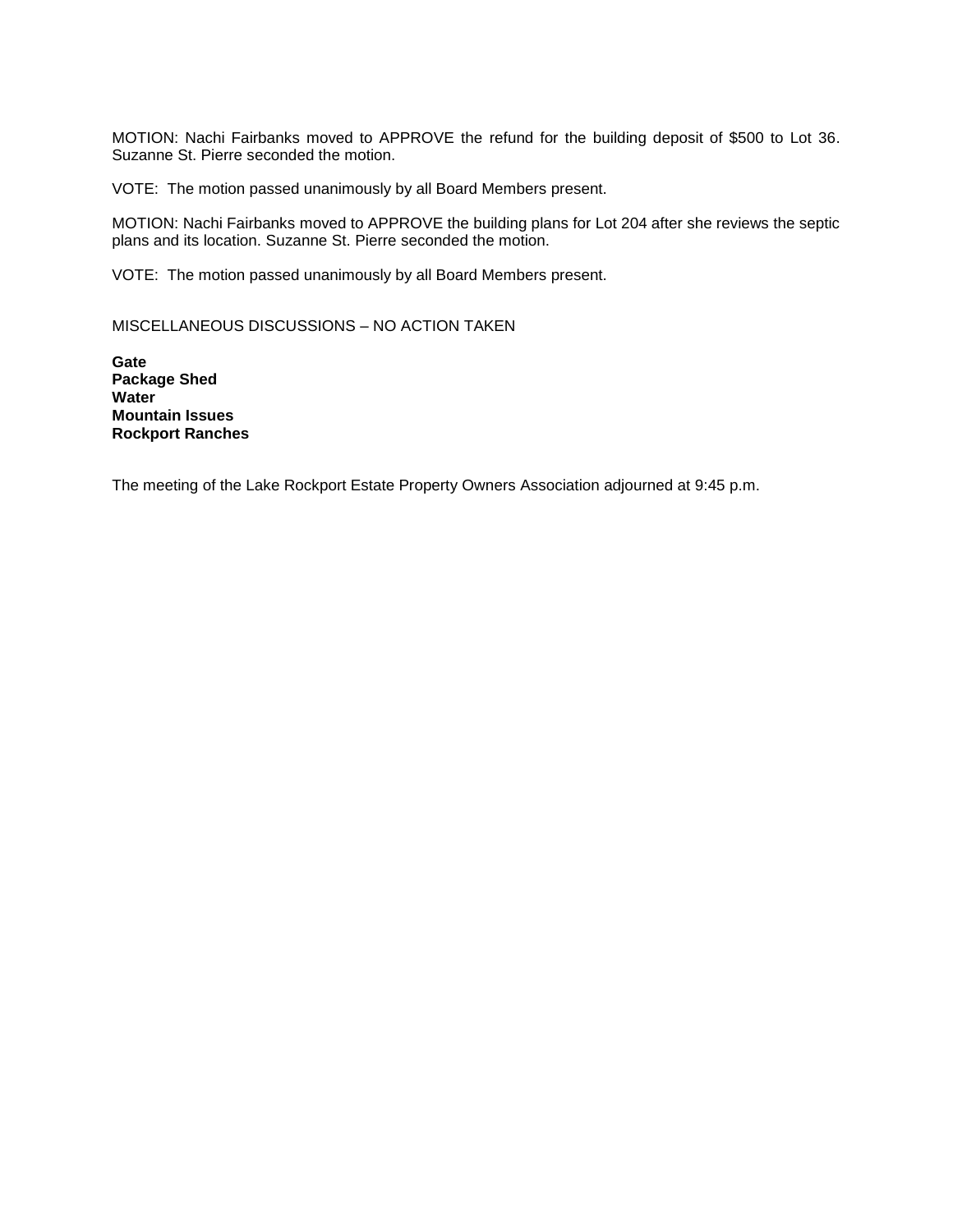MOTION: Nachi Fairbanks moved to APPROVE the refund for the building deposit of $500 to Lot 36. Suzanne St. Pierre seconded the motion.

VOTE: The motion passed unanimously by all Board Members present.

MOTION: Nachi Fairbanks moved to APPROVE the building plans for Lot 204 after she reviews the septic plans and its location. Suzanne St. Pierre seconded the motion.

VOTE: The motion passed unanimously by all Board Members present.

MISCELLANEOUS DISCUSSIONS – NO ACTION TAKEN

**Gate**
**Package Shed**
**Water**
**Mountain Issues**
**Rockport Ranches**

The meeting of the Lake Rockport Estate Property Owners Association adjourned at 9:45 p.m.